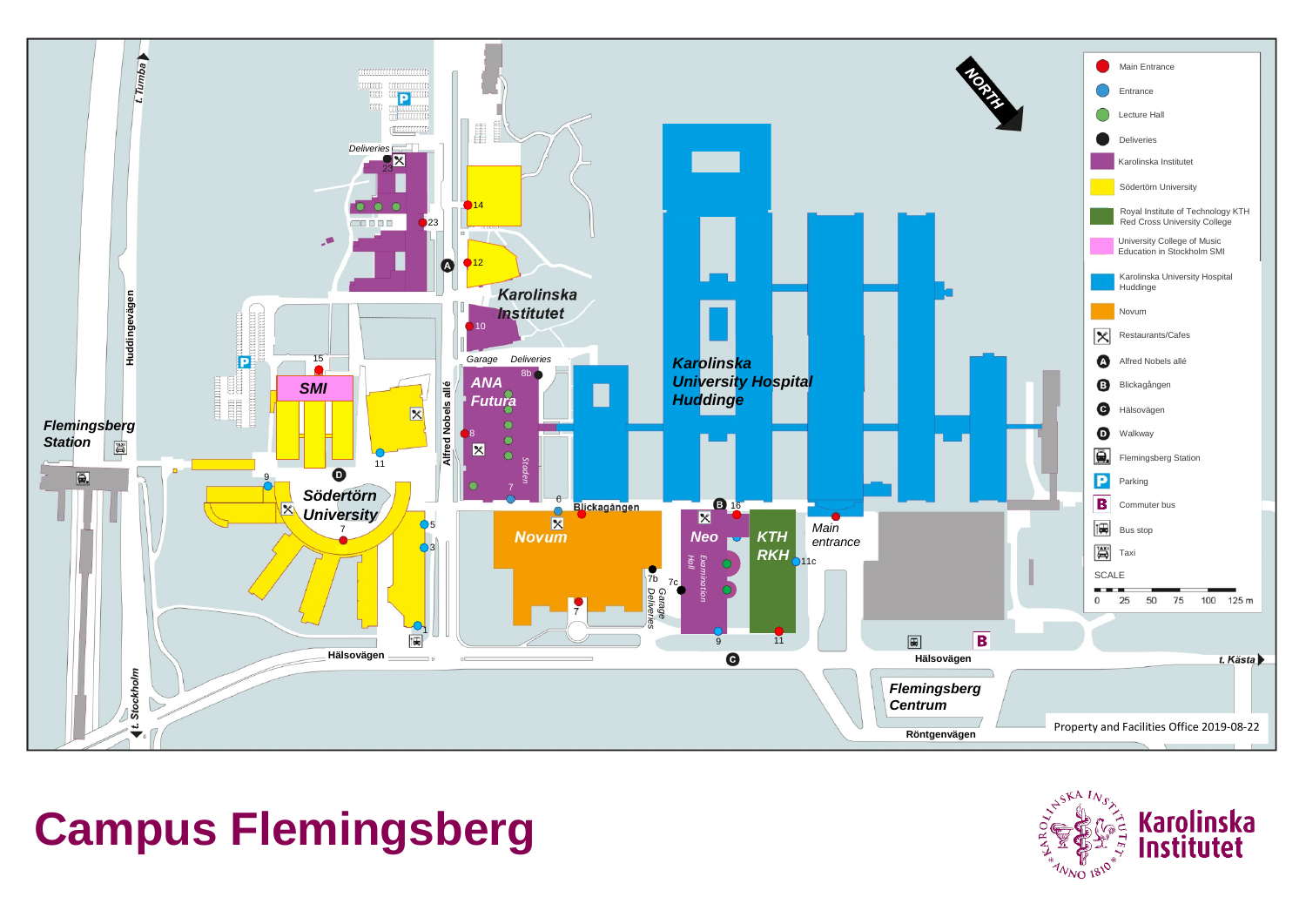# Campus Flemingsberg

**Legend:**

- Main Entrance
- Entrance
- Lecture Hall
- Deliveries
- Karolinska Institutet
- Södertörn University
- Royal Institute of Technology KTH / Red Cross University College
- University College of Music Education in Stockholm SMI
- Karolinska University Hospital Huddinge
- Novum
- Restaurants/Cafes
- A: Alfred Nobels allé
- B: Blickagången
- C: Hälsovägen
- D: Walkway
- Flemingsberg Station
- Parking
- Commuter bus
- Bus stop
- Taxi

SCALE: 0 25 50 75 100 125 m

NORTH

Karolinska Institutet · Karolinska University Hospital Huddinge · Södertörn University · SMI · ANA Futura · Novum · Neo · KTH RKH · Main entrance · Flemingsberg Station · Flemingsberg Centrum

Huddingevägen · Alfred Nobels allé · Blickagången · Hälsovägen · Röntgenvägen · Stråket · t. Tumba · t. Stockholm · t. Kästa

Garage · Deliveries · Garage Deliveries · Examination Hall

Property and Facilities Office 2019-08-22

Karolinska Institutet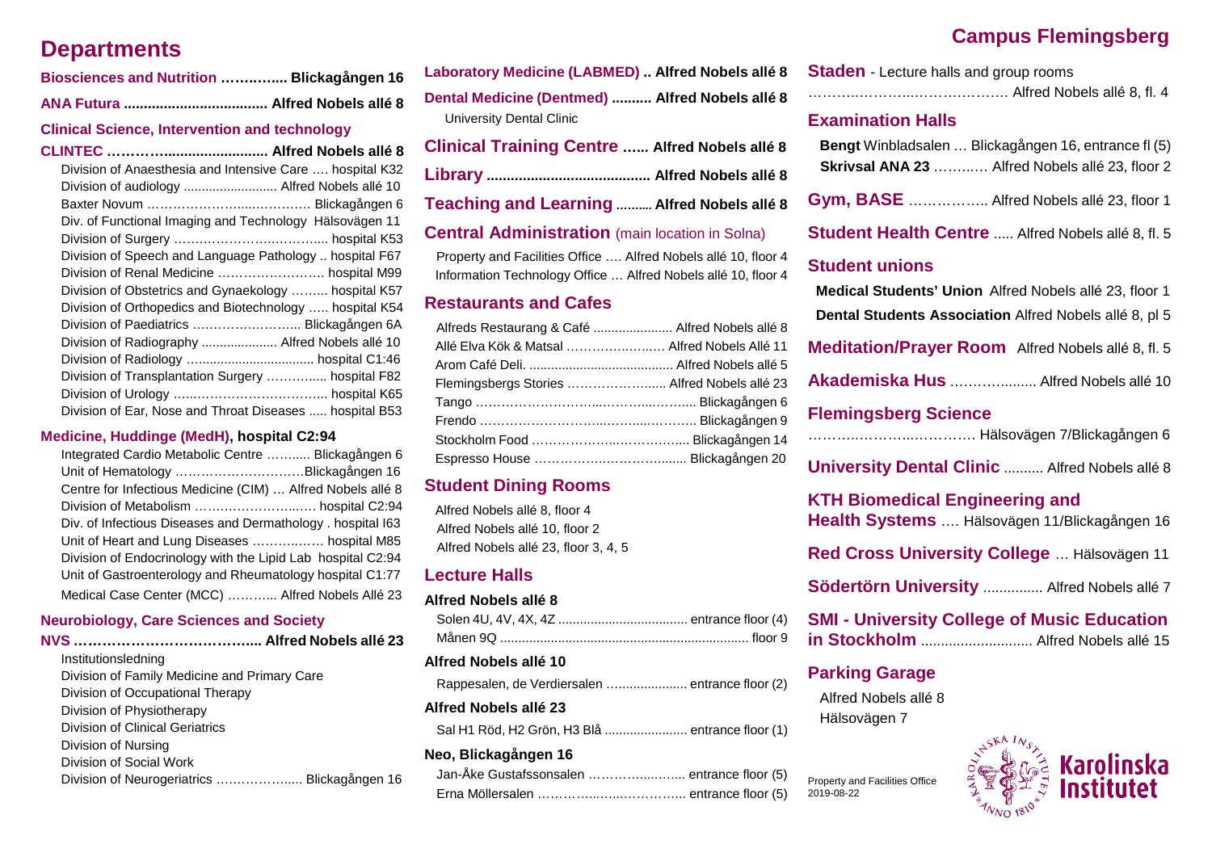# Departments

# Campus Flemingsberg

**Biosciences and Nutrition …….…..... Blickagången 16**

**ANA Futura .................................... Alfred Nobels allé 8**

### Clinical Science, Intervention and technology

**CLINTEC ………........................ Alfred Nobels allé 8**

- Division of Anaesthesia and Intensive Care …. hospital K32
- Division of audiology .......................... Alfred Nobels allé 10
- Baxter Novum …………………......………. Blickagången 6
- Div. of Functional Imaging and Technology Hälsovägen 11
- Division of Surgery ……………………..………..... hospital K53
- Division of Speech and Language Pathology .. hospital F67
- Division of Renal Medicine ……………………. hospital M99
- Division of Obstetrics and Gynaekology ……... hospital K57
- Division of Orthopedics and Biotechnology ….. hospital K54
- Division of Paediatrics …………………….... Blickagången 6A
- Division of Radiography ..................... Alfred Nobels allé 10
- Division of Radiology …................................ hospital C1:46
- Division of Transplantation Surgery ………….... hospital F82
- Division of Urology …..………………………….... hospital K65
- Division of Ear, Nose and Throat Diseases ..... hospital B53

### Medicine, Huddinge (MedH), hospital C2:94

- Integrated Cardio Metabolic Centre …….... Blickagången 6
- Unit of Hematology …………………….….Blickagången 16
- Centre for Infectious Medicine (CIM) … Alfred Nobels allé 8
- Division of Metabolism …….……………..…. hospital C2:94
- Div. of Infectious Diseases and Dermathology . hospital I63
- Unit of Heart and Lung Diseases ……….……. hospital M85
- Division of Endocrinology with the Lipid Lab hospital C2:94
- Unit of Gastroenterology and Rheumatology hospital C1:77
- Medical Case Center (MCC) ……….... Alfred Nobels Allé 23

### Neurobiology, Care Sciences and Society

**NVS ………………………………... Alfred Nobels allé 23**

- Institutionsledning
- Division of Family Medicine and Primary Care
- Division of Occupational Therapy
- Division of Physiotherapy
- Division of Clinical Geriatrics
- Division of Nursing
- Division of Social Work
- Division of Neurogeriatrics ……………….... Blickagången 16

**Laboratory Medicine (LABMED) .. Alfred Nobels allé 8**

**Dental Medicine (Dentmed) .......... Alfred Nobels allé 8**
University Dental Clinic

**Clinical Training Centre …... Alfred Nobels allé 8**

**Library ......................................... Alfred Nobels allé 8**

**Teaching and Learning .......... Alfred Nobels allé 8**

### Central Administration (main location in Solna)

- Property and Facilities Office …. Alfred Nobels allé 10, floor 4
- Information Technology Office … Alfred Nobels allé 10, floor 4

### Restaurants and Cafes

- Alfreds Restaurang & Café ...................... Alfred Nobels allé 8
- Allé Elva Kök & Matsal ………….…..…. Alfred Nobels Allé 11
- Arom Café Deli. ......................................... Alfred Nobels allé 5
- Flemingsbergs Stories ………………..... Alfred Nobels allé 23
- Tango ………………………....…….....…..... Blickagången 6
- Frendo ………………………....…......……….. Blickagången 9
- Stockholm Food ………………..…….……….... Blickagången 14
- Espresso House ……………..…….……........ Blickagången 20

### Student Dining Rooms

- Alfred Nobels allé 8, floor 4
- Alfred Nobels allé 10, floor 2
- Alfred Nobels allé 23, floor 3, 4, 5

### Lecture Halls

**Alfred Nobels allé 8**

- Solen 4U, 4V, 4X, 4Z .................................... entrance floor (4)
- Månen 9Q ....................................................................... floor 9

**Alfred Nobels allé 10**

- Rappesalen, de Verdiersalen …................... entrance floor (2)

**Alfred Nobels allé 23**

- Sal H1 Röd, H2 Grön, H3 Blå ....................... entrance floor (1)

**Neo, Blickagången 16**

- Jan-Åke Gustafssonsalen ………….....….... entrance floor (5)
- Erna Möllersalen …………...…...………….... entrance floor (5)

**Staden** - Lecture halls and group rooms
………..………...……….……… Alfred Nobels allé 8, fl. 4

### Examination Halls

- **Bengt** Winbladsalen … Blickagången 16, entrance fl (5)
- **Skrivsal ANA 23** ……..…. Alfred Nobels allé 23, floor 2

**Gym, BASE** …………….. Alfred Nobels allé 23, floor 1

**Student Health Centre** ..... Alfred Nobels allé 8, fl. 5

### Student unions

- **Medical Students' Union** Alfred Nobels allé 23, floor 1
- **Dental Students Association** Alfred Nobels allé 8, pl 5

**Meditation/Prayer Room** Alfred Nobels allé 8, fl. 5

**Akademiska Hus** ………..…..... Alfred Nobels allé 10

**Flemingsberg Science**
……….……….....………… Hälsovägen 7/Blickagången 6

**University Dental Clinic** .......... Alfred Nobels allé 8

**KTH Biomedical Engineering and Health Systems** …. Hälsovägen 11/Blickagången 16

**Red Cross University College** … Hälsovägen 11

**Södertörn University** ............... Alfred Nobels allé 7

**SMI - University College of Music Education in Stockholm** ............................ Alfred Nobels allé 15

### Parking Garage

- Alfred Nobels allé 8
- Hälsovägen 7

Property and Facilities Office
2019-08-22

Karolinska Institutet